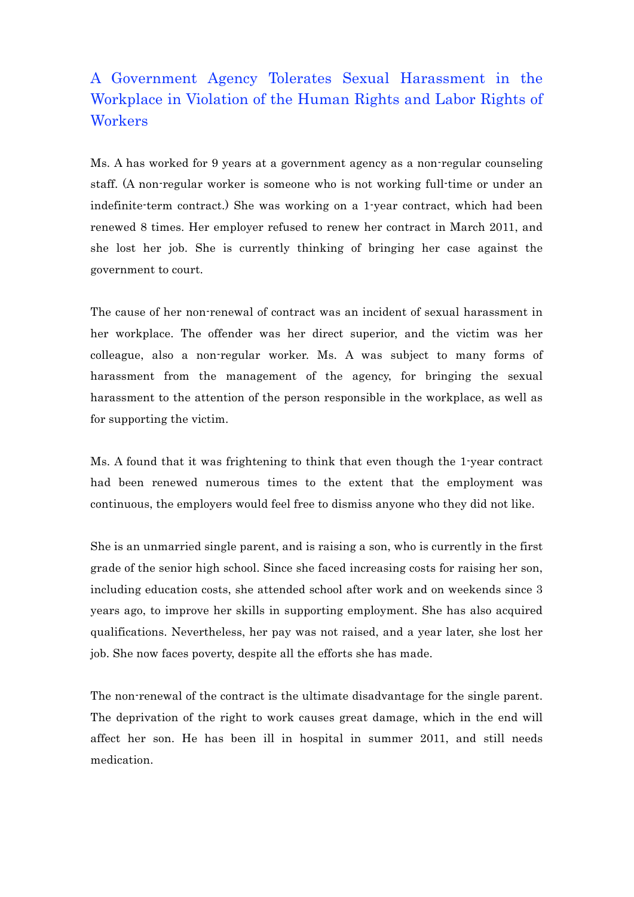# A Government Agency Tolerates Sexual Harassment in the Workplace in Violation of the Human Rights and Labor Rights of Workers

Ms. A has worked for 9 years at a government agency as a non-regular counseling staff. (A non-regular worker is someone who is not working full-time or under an indefinite-term contract.) She was working on a 1-year contract, which had been renewed 8 times. Her employer refused to renew her contract in March 2011, and she lost her job. She is currently thinking of bringing her case against the government to court.

The cause of her non-renewal of contract was an incident of sexual harassment in her workplace. The offender was her direct superior, and the victim was her colleague, also a non-regular worker. Ms. A was subject to many forms of harassment from the management of the agency, for bringing the sexual harassment to the attention of the person responsible in the workplace, as well as for supporting the victim.

Ms. A found that it was frightening to think that even though the 1-year contract had been renewed numerous times to the extent that the employment was continuous, the employers would feel free to dismiss anyone who they did not like.

She is an unmarried single parent, and is raising a son, who is currently in the first grade of the senior high school. Since she faced increasing costs for raising her son, including education costs, she attended school after work and on weekends since 3 years ago, to improve her skills in supporting employment. She has also acquired qualifications. Nevertheless, her pay was not raised, and a year later, she lost her job. She now faces poverty, despite all the efforts she has made.

The non-renewal of the contract is the ultimate disadvantage for the single parent. The deprivation of the right to work causes great damage, which in the end will affect her son. He has been ill in hospital in summer 2011, and still needs medication.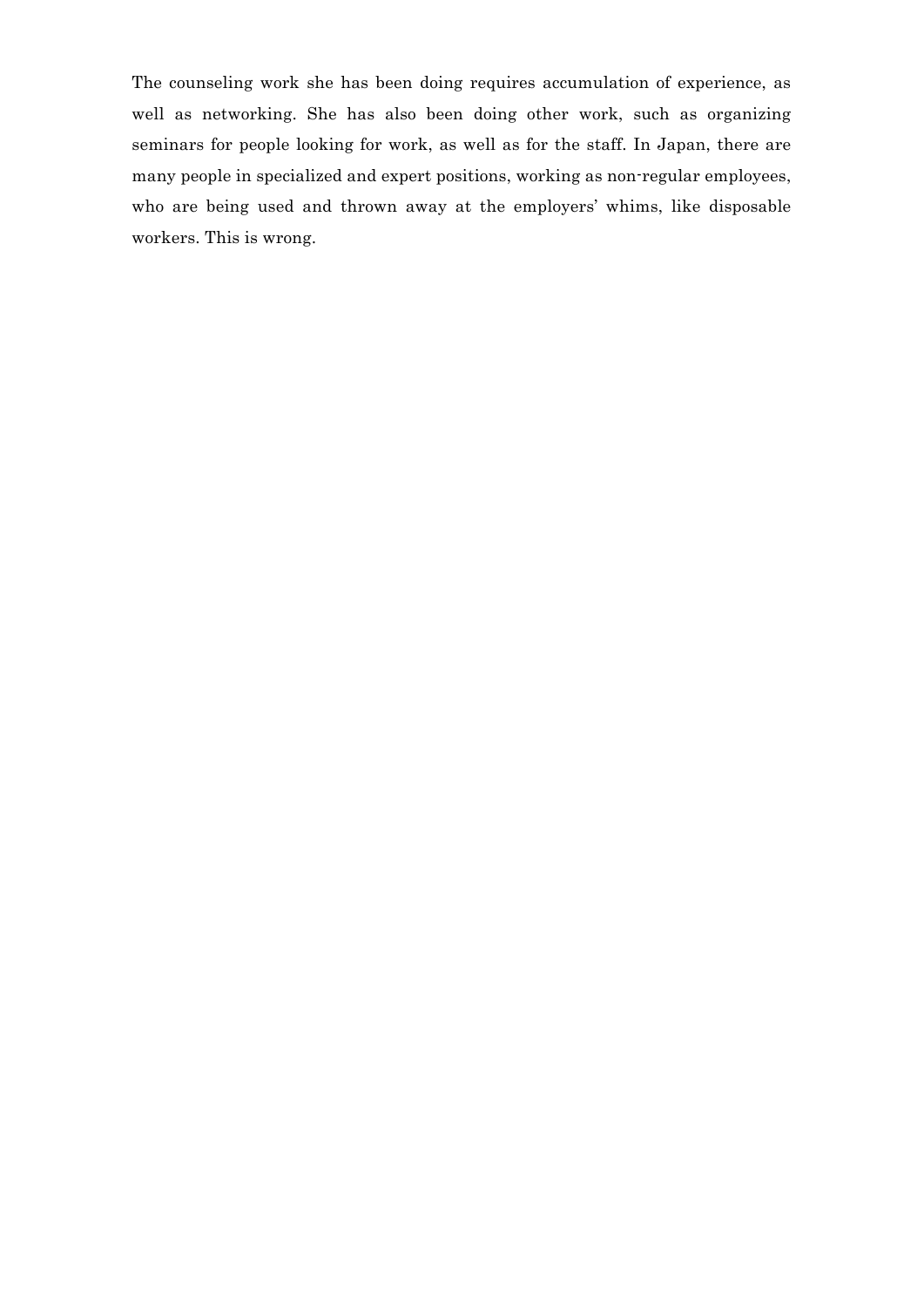The counseling work she has been doing requires accumulation of experience, as well as networking. She has also been doing other work, such as organizing seminars for people looking for work, as well as for the staff. In Japan, there are many people in specialized and expert positions, working as non-regular employees, who are being used and thrown away at the employers' whims, like disposable workers. This is wrong.